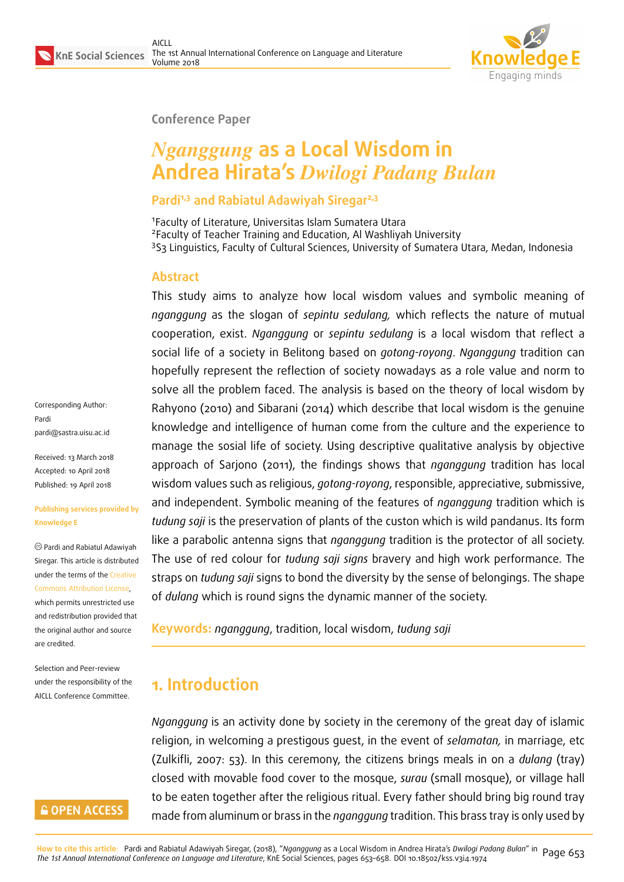Conference Paper

# *Nganggung* as a Local Wisdom in Andrea Hirata's *Dwilogi Padang Bulan*

**Pardi[1,3] and Rabiatul Adawiyah Siregar[2,3]**

[1]Faculty of Literature, Universitas Islam Sumatera Utara
[2]Faculty of Teacher Training and Education, Al Washliyah University
[3]S3 Linguistics, Faculty of Cultural Sciences, University of Sumatera Utara, Medan, Indonesia

Corresponding Author:
Pardi
pardi@sastra.uisu.ac.id

Received: 13 March 2018
Accepted: 10 April 2018
Published: 19 April 2018

Publishing services provided by Knowledge E

© Pardi and Rabiatul Adawiyah Siregar. This article is distributed under the terms of the Creative Commons Attribution License, which permits unrestricted use and redistribution provided that the original author and source are credited.

Selection and Peer-review under the responsibility of the AICLL Conference Committee.

## Abstract

This study aims to analyze how local wisdom values and symbolic meaning of *nganggung* as the slogan of *sepintu sedulang,* which reflects the nature of mutual cooperation, exist. *Nganggung* or *sepintu sedulang* is a local wisdom that reflect a social life of a society in Belitong based on *gotong-royong*. *Nganggung* tradition can hopefully represent the reflection of society nowadays as a role value and norm to solve all the problem faced. The analysis is based on the theory of local wisdom by Rahyono (2010) and Sibarani (2014) which describe that local wisdom is the genuine knowledge and intelligence of human come from the culture and the experience to manage the sosial life of society. Using descriptive qualitative analysis by objective approach of Sarjono (2011), the findings shows that *nganggung* tradition has local wisdom values such as religious, *gotong-royong*, responsible, appreciative, submissive, and independent. Symbolic meaning of the features of *nganggung* tradition which is *tudung saji* is the preservation of plants of the custon which is wild pandanus. Its form like a parabolic antenna signs that *nganggung* tradition is the protector of all society. The use of red colour for *tudung saji signs* bravery and high work performance. The straps on *tudung saji* signs to bond the diversity by the sense of belongings. The shape of *dulang* which is round signs the dynamic manner of the society.

**Keywords:** *nganggung*, tradition, local wisdom, *tudung saji*

## 1. Introduction

*Nganggung* is an activity done by society in the ceremony of the great day of islamic religion, in welcoming a prestigous guest, in the event of *selamatan,* in marriage, etc (Zulkifli, 2007: 53). In this ceremony, the citizens brings meals in on a *dulang* (tray) closed with movable food cover to the mosque, *surau* (small mosque), or village hall to be eaten together after the religious ritual. Every father should bring big round tray made from aluminum or brass in the *nganggung* tradition. This brass tray is only used by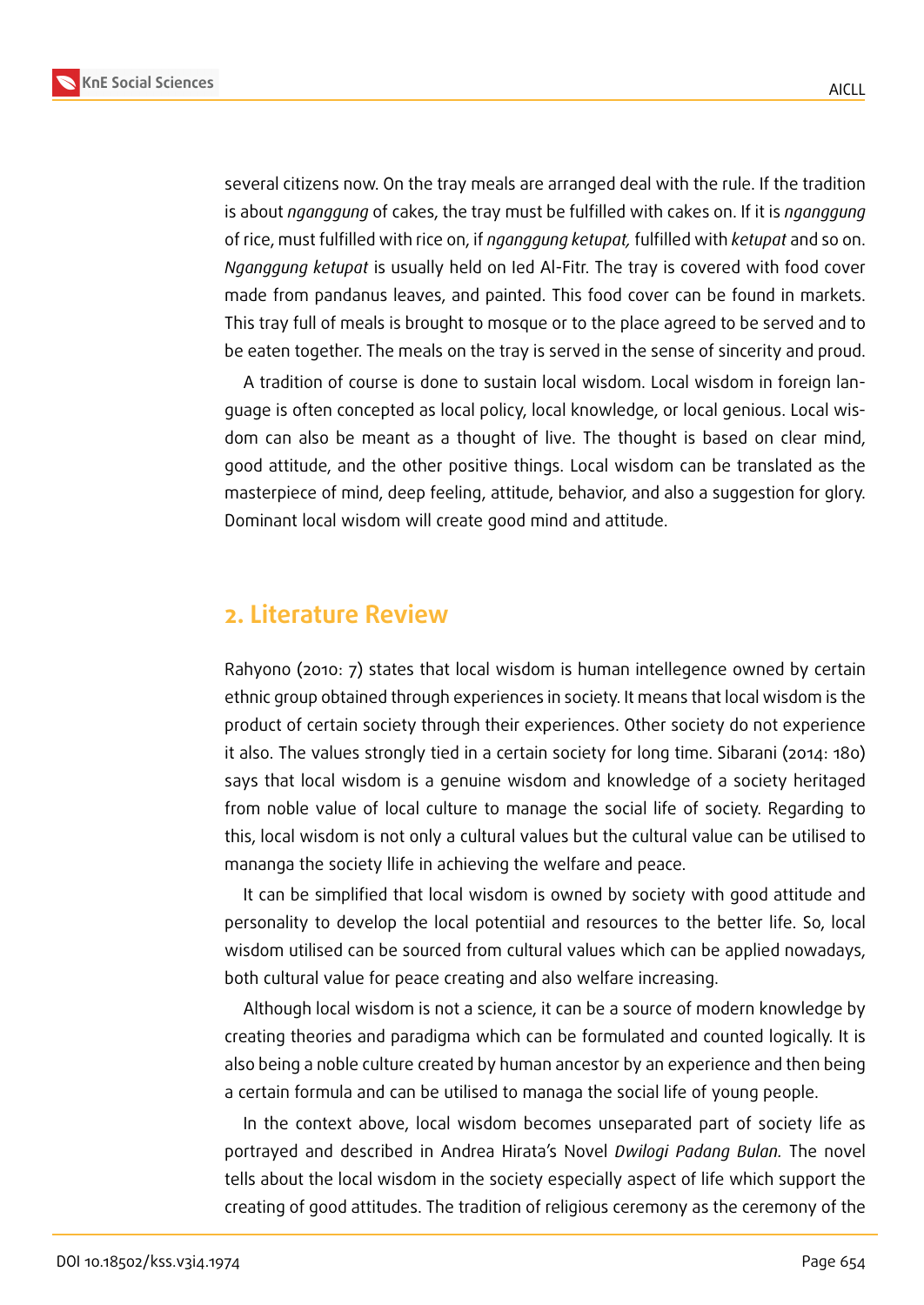several citizens now. On the tray meals are arranged deal with the rule. If the tradition is about *nganggung* of cakes, the tray must be fulfilled with cakes on. If it is *nganggung* of rice, must fulfilled with rice on, if *nganggung ketupat,* fulfilled with *ketupat* and so on. *Nganggung ketupat* is usually held on Ied Al-Fitr. The tray is covered with food cover made from pandanus leaves, and painted. This food cover can be found in markets. This tray full of meals is brought to mosque or to the place agreed to be served and to be eaten together. The meals on the tray is served in the sense of sincerity and proud.

A tradition of course is done to sustain local wisdom. Local wisdom in foreign language is often concepted as local policy, local knowledge, or local genious. Local wisdom can also be meant as a thought of live. The thought is based on clear mind, good attitude, and the other positive things. Local wisdom can be translated as the masterpiece of mind, deep feeling, attitude, behavior, and also a suggestion for glory. Dominant local wisdom will create good mind and attitude.

## 2. Literature Review

Rahyono (2010: 7) states that local wisdom is human intellegence owned by certain ethnic group obtained through experiences in society. It means that local wisdom is the product of certain society through their experiences. Other society do not experience it also. The values strongly tied in a certain society for long time. Sibarani (2014: 180) says that local wisdom is a genuine wisdom and knowledge of a society heritaged from noble value of local culture to manage the social life of society. Regarding to this, local wisdom is not only a cultural values but the cultural value can be utilised to mananga the society llife in achieving the welfare and peace.

It can be simplified that local wisdom is owned by society with good attitude and personality to develop the local potentiial and resources to the better life. So, local wisdom utilised can be sourced from cultural values which can be applied nowadays, both cultural value for peace creating and also welfare increasing.

Although local wisdom is not a science, it can be a source of modern knowledge by creating theories and paradigma which can be formulated and counted logically. It is also being a noble culture created by human ancestor by an experience and then being a certain formula and can be utilised to managa the social life of young people.

In the context above, local wisdom becomes unseparated part of society life as portrayed and described in Andrea Hirata's Novel *Dwilogi Padang Bulan.* The novel tells about the local wisdom in the society especially aspect of life which support the creating of good attitudes. The tradition of religious ceremony as the ceremony of the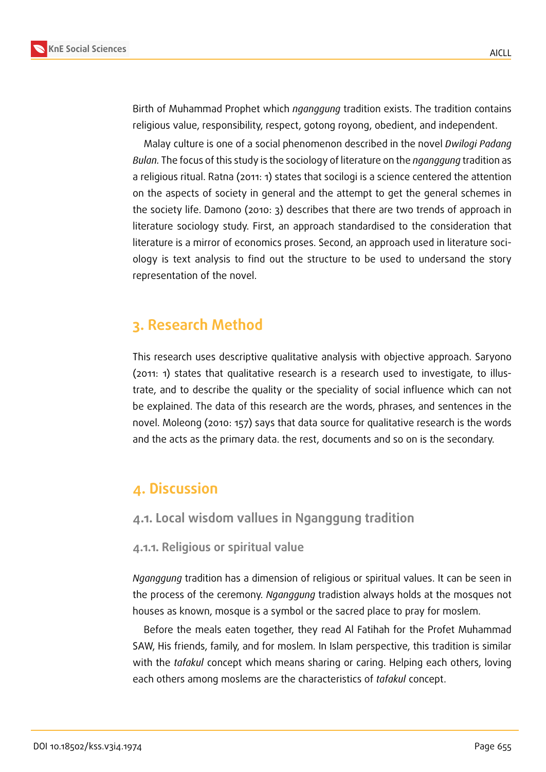Birth of Muhammad Prophet which *nganggung* tradition exists. The tradition contains religious value, responsibility, respect, gotong royong, obedient, and independent.

Malay culture is one of a social phenomenon described in the novel *Dwilogi Padang Bulan*. The focus of this study is the sociology of literature on the *nganggung* tradition as a religious ritual. Ratna (2011: 1) states that socilogi is a science centered the attention on the aspects of society in general and the attempt to get the general schemes in the society life. Damono (2010: 3) describes that there are two trends of approach in literature sociology study. First, an approach standardised to the consideration that literature is a mirror of economics proses. Second, an approach used in literature sociology is text analysis to find out the structure to be used to undersand the story representation of the novel.

## 3. Research Method

This research uses descriptive qualitative analysis with objective approach. Saryono (2011: 1) states that qualitative research is a research used to investigate, to illustrate, and to describe the quality or the speciality of social influence which can not be explained. The data of this research are the words, phrases, and sentences in the novel. Moleong (2010: 157) says that data source for qualitative research is the words and the acts as the primary data. the rest, documents and so on is the secondary.

## 4. Discussion

### 4.1. Local wisdom vallues in Nganggung tradition

#### 4.1.1. Religious or spiritual value

*Nganggung* tradition has a dimension of religious or spiritual values. It can be seen in the process of the ceremony. *Nganggung* tradistion always holds at the mosques not houses as known, mosque is a symbol or the sacred place to pray for moslem.

Before the meals eaten together, they read Al Fatihah for the Profet Muhammad SAW, His friends, family, and for moslem. In Islam perspective, this tradition is similar with the *tafakul* concept which means sharing or caring. Helping each others, loving each others among moslems are the characteristics of *tafakul* concept.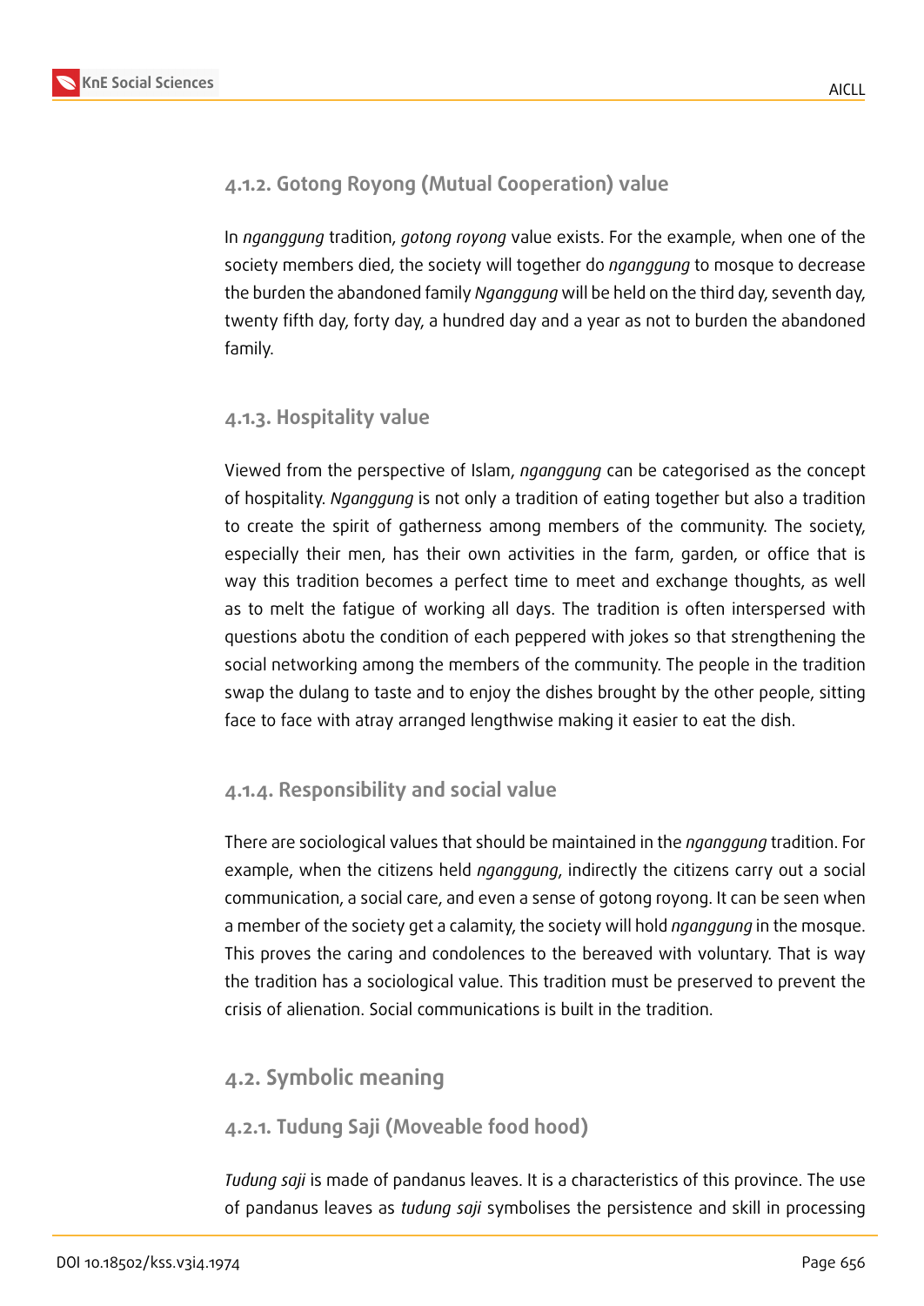#### 4.1.2. Gotong Royong (Mutual Cooperation) value

In *nganggung* tradition, *gotong royong* value exists. For the example, when one of the society members died, the society will together do *nganggung* to mosque to decrease the burden the abandoned family *Nganggung* will be held on the third day, seventh day, twenty fifth day, forty day, a hundred day and a year as not to burden the abandoned family.

#### 4.1.3. Hospitality value

Viewed from the perspective of Islam, *nganggung* can be categorised as the concept of hospitality. *Nganggung* is not only a tradition of eating together but also a tradition to create the spirit of gatherness among members of the community. The society, especially their men, has their own activities in the farm, garden, or office that is way this tradition becomes a perfect time to meet and exchange thoughts, as well as to melt the fatigue of working all days. The tradition is often interspersed with questions abotu the condition of each peppered with jokes so that strengthening the social networking among the members of the community. The people in the tradition swap the dulang to taste and to enjoy the dishes brought by the other people, sitting face to face with atray arranged lengthwise making it easier to eat the dish.

#### 4.1.4. Responsibility and social value

There are sociological values that should be maintained in the *nganggung* tradition. For example, when the citizens held *nganggung*, indirectly the citizens carry out a social communication, a social care, and even a sense of gotong royong. It can be seen when a member of the society get a calamity, the society will hold *nganggung* in the mosque. This proves the caring and condolences to the bereaved with voluntary. That is way the tradition has a sociological value. This tradition must be preserved to prevent the crisis of alienation. Social communications is built in the tradition.

### 4.2. Symbolic meaning

#### 4.2.1. Tudung Saji (Moveable food hood)

*Tudung saji* is made of pandanus leaves. It is a characteristics of this province. The use of pandanus leaves as *tudung saji* symbolises the persistence and skill in processing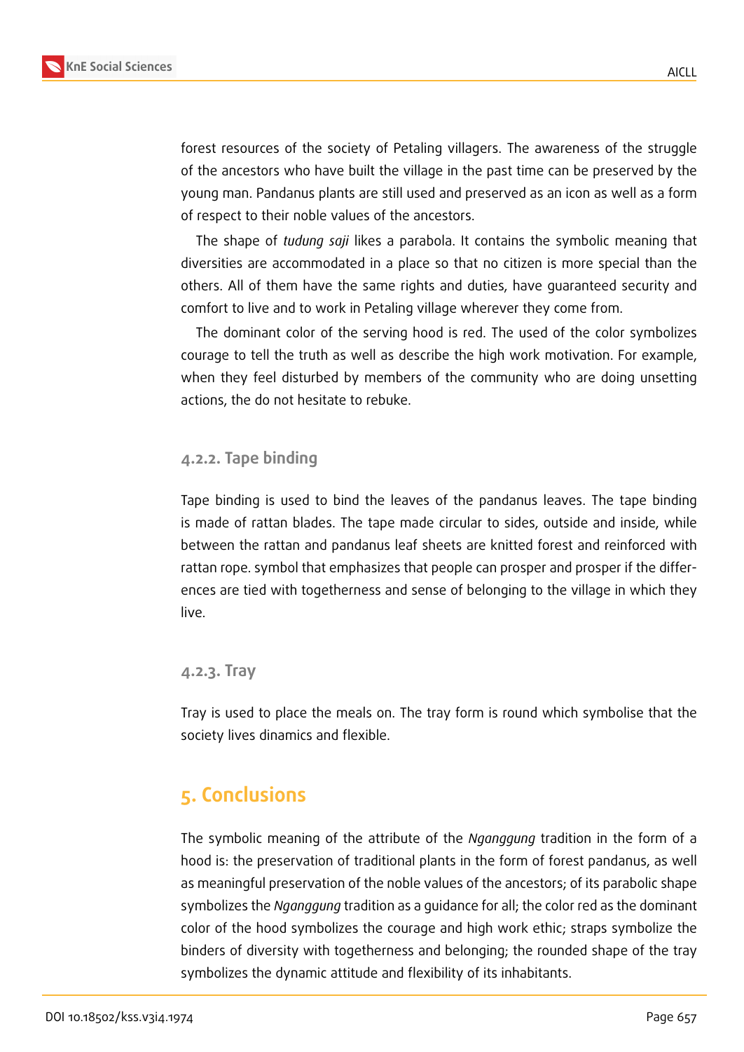forest resources of the society of Petaling villagers. The awareness of the struggle of the ancestors who have built the village in the past time can be preserved by the young man. Pandanus plants are still used and preserved as an icon as well as a form of respect to their noble values of the ancestors.

The shape of *tudung saji* likes a parabola. It contains the symbolic meaning that diversities are accommodated in a place so that no citizen is more special than the others. All of them have the same rights and duties, have guaranteed security and comfort to live and to work in Petaling village wherever they come from.

The dominant color of the serving hood is red. The used of the color symbolizes courage to tell the truth as well as describe the high work motivation. For example, when they feel disturbed by members of the community who are doing unsetting actions, the do not hesitate to rebuke.

### 4.2.2. Tape binding

Tape binding is used to bind the leaves of the pandanus leaves. The tape binding is made of rattan blades. The tape made circular to sides, outside and inside, while between the rattan and pandanus leaf sheets are knitted forest and reinforced with rattan rope. symbol that emphasizes that people can prosper and prosper if the differences are tied with togetherness and sense of belonging to the village in which they live.

### 4.2.3. Tray

Tray is used to place the meals on. The tray form is round which symbolise that the society lives dinamics and flexible.

## 5. Conclusions

The symbolic meaning of the attribute of the *Nganggung* tradition in the form of a hood is: the preservation of traditional plants in the form of forest pandanus, as well as meaningful preservation of the noble values of the ancestors; of its parabolic shape symbolizes the *Nganggung* tradition as a guidance for all; the color red as the dominant color of the hood symbolizes the courage and high work ethic; straps symbolize the binders of diversity with togetherness and belonging; the rounded shape of the tray symbolizes the dynamic attitude and flexibility of its inhabitants.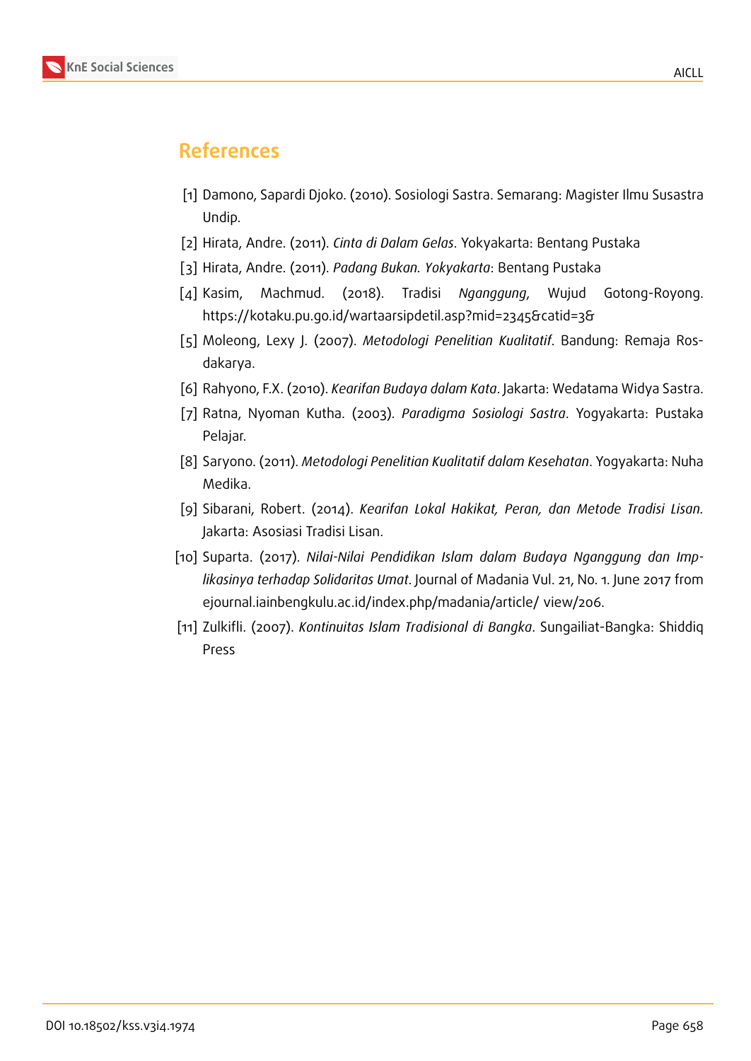## References

[1] Damono, Sapardi Djoko. (2010). Sosiologi Sastra. Semarang: Magister Ilmu Susastra Undip.

[2] Hirata, Andre. (2011). *Cinta di Dalam Gelas*. Yokyakarta: Bentang Pustaka

[3] Hirata, Andre. (2011). *Padang Bukan. Yokyakarta*: Bentang Pustaka

[4] Kasim, Machmud. (2018). Tradisi *Nganggung*, Wujud Gotong-Royong. https://kotaku.pu.go.id/wartaarsipdetil.asp?mid=2345&catid=3&

[5] Moleong, Lexy J. (2007). *Metodologi Penelitian Kualitatif*. Bandung: Remaja Rosdakarya.

[6] Rahyono, F.X. (2010). *Kearifan Budaya dalam Kata*. Jakarta: Wedatama Widya Sastra.

[7] Ratna, Nyoman Kutha. (2003). *Paradigma Sosiologi Sastra*. Yogyakarta: Pustaka Pelajar.

[8] Saryono. (2011). *Metodologi Penelitian Kualitatif dalam Kesehatan*. Yogyakarta: Nuha Medika.

[9] Sibarani, Robert. (2014). *Kearifan Lokal Hakikat, Peran, dan Metode Tradisi Lisan*. Jakarta: Asosiasi Tradisi Lisan.

[10] Suparta. (2017). *Nilai-Nilai Pendidikan Islam dalam Budaya Nganggung dan Implikasinya terhadap Solidaritas Umat*. Journal of Madania Vul. 21, No. 1. June 2017 from ejournal.iainbengkulu.ac.id/index.php/madania/article/ view/206.

[11] Zulkifli. (2007). *Kontinuitas Islam Tradisional di Bangka*. Sungailiat-Bangka: Shiddiq Press